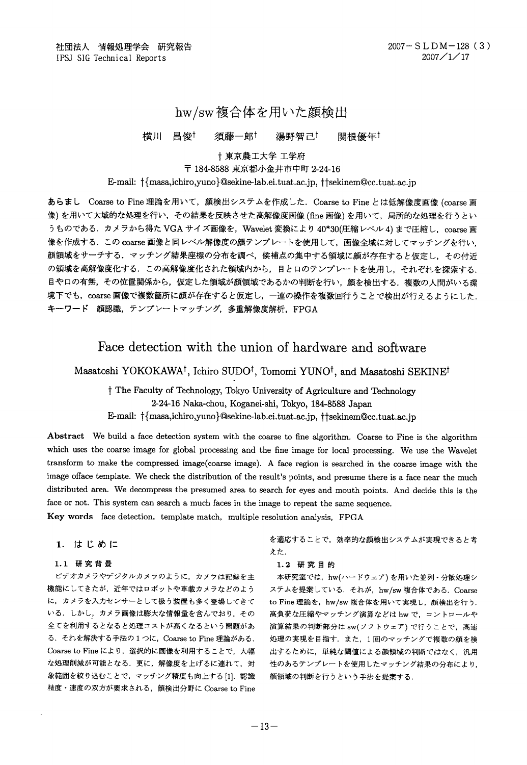# hw/sw 複合体を用いた顔検出

横川　昌俊[†]　　須藤一郎[†]　　湯野智己[†]　　関根優年[†]

† 東京農工大学 工学府
〒184-8588 東京都小金井市中町 2-24-16
E-mail: †{masa,ichiro,yuno}@sekine-lab.ei.tuat.ac.jp, ††sekinem@cc.tuat.ac.jp

**あらまし**　Coarse to Fine 理論を用いて，顔検出システムを作成した．Coarse to Fine とは低解像度画像 (coarse 画像) を用いて大域的な処理を行い，その結果を反映させた高解像度画像 (fine 画像) を用いて，局所的な処理を行うというものである．カメラから得た VGA サイズ画像を，Wavelet 変換により 40*30(圧縮レベル 4) まで圧縮し，coarse 画像を作成する．この coarse 画像と同レベル解像度の顔テンプレートを使用して，画像全域に対してマッチングを行い，顔領域をサーチする．マッチング結果座標の分布を調べ，候補点の集中する領域に顔が存在すると仮定し，その付近の領域を高解像度化する．この高解像度化された領域内から，目と口のテンプレートを使用し，それぞれを探索する．目や口の有無，その位置関係から，仮定した領域が顔領域であるかの判断を行い，顔を検出する．複数の人間がいる環境下でも，coarse 画像で複数箇所に顔が存在すると仮定し，一連の操作を複数回行うことで検出が行えるようにした．
**キーワード**　顔認識，テンプレートマッチング，多重解像度解析，FPGA

# Face detection with the union of hardware and software

Masatoshi YOKOKAWA[†], Ichiro SUDO[†], Tomomi YUNO[†], and Masatoshi SEKINE[†]

† The Faculty of Technology, Tokyo University of Agriculture and Technology
2-24-16 Naka-chou, Koganei-shi, Tokyo, 184-8588 Japan
E-mail: †{masa,ichiro,yuno}@sekine-lab.ei.tuat.ac.jp, ††sekinem@cc.tuat.ac.jp

**Abstract**　We build a face detection system with the coarse to fine algorithm. Coarse to Fine is the algorithm which uses the coarse image for global processing and the fine image for local processing. We use the Wavelet transform to make the compressed image(coarse image). A face region is searched in the coarse image with the image office template. We check the distribution of the result's points, and presume there is a face near the much distributed area. We decompress the presumed area to search for eyes and mouth points. And decide this is the face or not. This system can search a much faces in the image to repeat the same sequence.
**Key words**　face detection, template match, multiple resolution analysis, FPGA

## 1. はじめに

### 1.1 研究背景

ビデオカメラやデジタルカメラのように，カメラは記録を主機能にしてきたが，近年ではロボットや車載カメラなどのように，カメラを入力センサーとして扱う装置も多く登場してきている．しかし，カメラ画像は膨大な情報量を含んでおり，その全てを利用するとなると処理コストが高くなるという問題がある．それを解決する手法の１つに，Coarse to Fine 理論がある．Coarse to Fine により，選択的に画像を利用することで，大幅な処理削減が可能となる．更に，解像度を上げるに連れて，対象範囲を絞り込むことで，マッチング精度も向上する [1]．認識精度・速度の双方が要求される，顔検出分野に Coarse to Fine を適応することで，効率的な顔検出システムが実現できると考えた．

### 1.2 研究目的

本研究室では，hw(ハードウェア) を用いた並列・分散処理システムを提案している．それが，hw/sw 複合体である．Coarse to Fine 理論を，hw/sw 複合体を用いて実現し，顔検出を行う．高負荷な圧縮やマッチング演算などは hw で，コントロールや演算結果の判断部分は sw(ソフトウェア) で行うことで，高速処理の実現を目指す．また，1 回のマッチングで複数の顔を検出するために，単純な閾値による顔領域の判断ではなく，汎用性のあるテンプレートを使用したマッチング結果の分布により，顔領域の判断を行うという手法を提案する．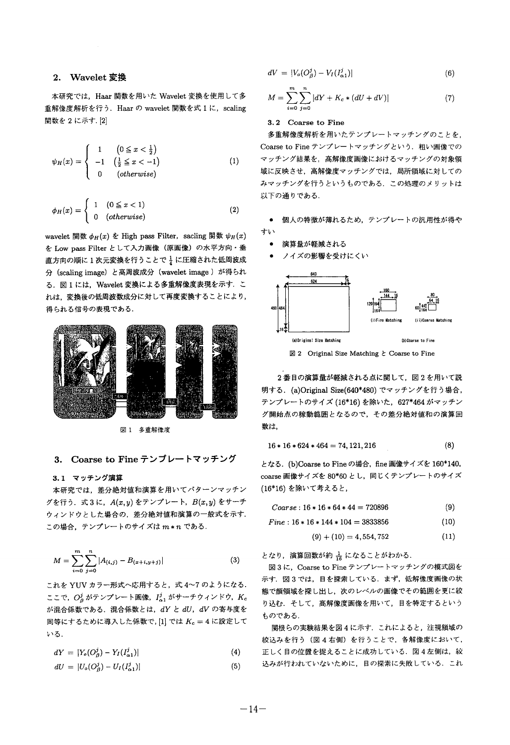## 2. Wavelet 変換

本研究では，Haar 関数を用いた Wavelet 変換を使用して多重解像度解析を行う．Haar の wavelet 関数を式 1 に，scaling 関数を 2 に示す．[2]

$$\psi_H(x) = \begin{cases} 1 & (0 \leq x < \frac{1}{2}) \\ -1 & (\frac{1}{2} \leq x < -1) \\ 0 & (otherwise) \end{cases} \tag{1}$$

$$\phi_H(x) = \begin{cases} 1 & (0 \leq x < 1) \\ 0 & (otherwise) \end{cases} \tag{2}$$

wavelet 関数 $\phi_H(x)$ を High pass Filter，sacling 関数 $\psi_H(x)$ を Low pass Filter として入力画像（原画像）の水平方向・垂直方向の順に 1 次元変換を行うことで $\frac{1}{4}$ に圧縮された低周波成分（scaling image）と高周波成分（wavelet image）が得られる．図 1 には，Wavelet 変換による多重解像度表現を示す．これは，変換後の低周波数成分に対して再度変換することにより，得られる信号の表現である．

図 1 多重解像度

## 3. Coarse to Fine テンプレートマッチング

### 3.1 マッチング演算

本研究では，差分絶対値和演算を用いてパターンマッチングを行う．式 3 に，$A(x,y)$ をテンプレート，$B(x,y)$ をサーチウィンドウとした場合の，差分絶対値和演算の一般式を示す．この場合，テンプレートのサイズは $m * n$ である．

$$M = \sum_{i=0}^{m} \sum_{j=0}^{n} |A_{(i,j)} - B_{(x+i,y+j)}| \tag{3}$$

これを YUV カラー形式へ応用すると，式4〜7 のようになる．ここで，$O_\beta^j$ がテンプレート画像，$I_{\alpha 1}^j$ がサーチウィンドウ，$K_c$ が混合係数である．混合係数とは，$dY$ と $dU$，$dV$ の寄与度を同等にするために導入した係数で，[1] では $K_c = 4$ に設定している．

$$dY = |Y_o(O_\beta^j) - Y_I(I_{\alpha 1}^j)| \tag{4}$$

$$dU = |U_o(O_\beta^j) - U_I(I_{\alpha 1}^j)| \tag{5}$$

$$dV = |V_o(O_\beta^j) - V_I(I_{\alpha 1}^j)| \tag{6}$$

$$M = \sum_{i=0}^{m} \sum_{j=0}^{n} |dY + K_c * (dU + dV)| \tag{7}$$

### 3.2 Coarse to Fine

多重解像度解析を用いたテンプレートマッチングのことを，Coarse to Fine テンプレートマッチングという．粗い画像でのマッチング結果を，高解像度画像におけるマッチングの対象領域に反映させ，高解像度マッチングでは，局所領域に対してのみマッチングを行うというものである．この処理のメリットは以下の通りである．

- 個人の特徴が薄れるため，テンプレートの汎用性が得やすい
- 演算量が軽減される
- ノイズの影響を受けにくい

図 2 Original Size Matching と Coarse to Fine

2 番目の演算量が軽減される点に関して，図 2 を用いて説明する．(a)Original Size(640*480) でマッチングを行う場合，テンプレートのサイズ (16*16) を除いた，627*464 がマッチング開始点の稼動範囲となるので，その差分絶対値和の演算回数は，

$$16 * 16 * 624 * 464 = 74,121,216 \tag{8}$$

となる．(b)Coarse to Fine の場合，fine 画像サイズを 160*140，coarse 画像サイズを 80*60 とし，同じくテンプレートのサイズ (16*16) を除いて考えると，

$$Coarse : 16 * 16 * 64 * 44 = 720896 \tag{9}$$

$$Fine : 16 * 16 * 144 * 104 = 3833856 \tag{10}$$

$$(9) + (10) = 4,554,752 \tag{11}$$

となり，演算回数が約 $\frac{1}{16}$ になることがわかる．

図 3 に，Coarse to Fine テンプレートマッチングの模式図を示す．図 3 では，目を探索している．まず，低解像度画像の状態で顔領域を探し出し，次のレベルの画像でその範囲を更に絞り込む．そして，高解像度画像を用いて，目を特定するというものである．

関根らの実験結果を図 4 に示す．これによると，注視領域の絞込みを行う（図 4 右側）を行うことで，各解像度において，正しく目の位置を捉えることに成功している．図 4 左側は，絞込みが行われていないために，目の探索に失敗している．これ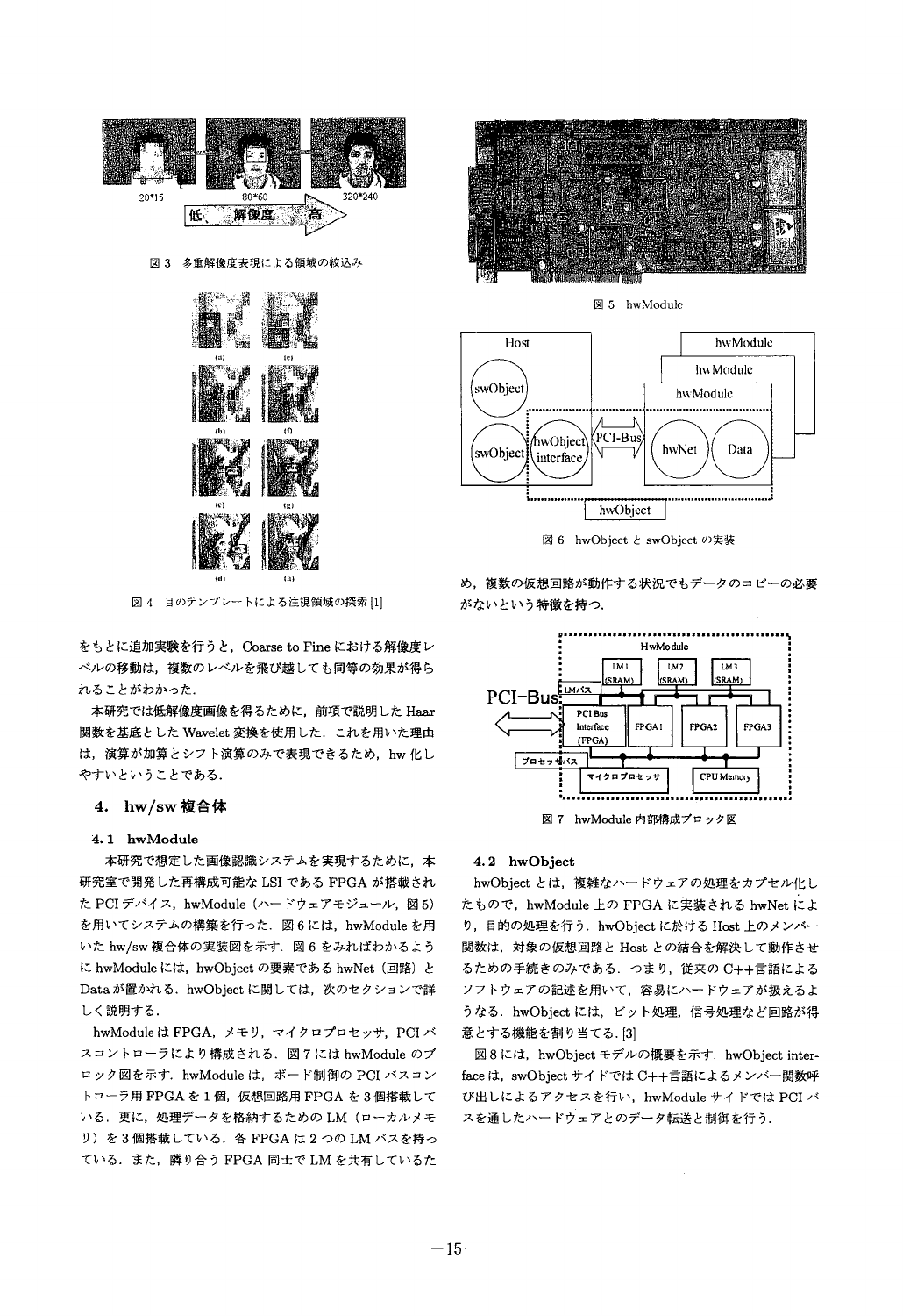図 3　多重解像度表現による領域の絞込み

図 4　目のテンプレートによる注視領域の探索 [1]

をもとに追加実験を行うと，Coarse to Fine における解像度レベルの移動は，複数のレベルを飛び越しても同等の効果が得られることがわかった．

本研究では低解像度画像を得るために，前項で説明した Haar 関数を基底とした Wavelet 変換を使用した．これを用いた理由は，演算が加算とシフト演算のみで表現できるため，hw 化しやすいということである．

## 4. hw/sw 複合体

### 4.1 hwModule

本研究で想定した画像認識システムを実現するために，本研究室で開発した再構成可能な LSI である FPGA が搭載された PCI デバイス，hwModule（ハードウェアモジュール，図 5）を用いてシステムの構築を行った．図 6 には，hwModule を用いた hw/sw 複合体の実装図を示す．図 6 をみればわかるように hwModule には，hwObject の要素である hwNet（回路）と Data が置かれる．hwObject に関しては，次のセクションで詳しく説明する．

hwModule は FPGA，メモリ，マイクロプロセッサ，PCI バスコントローラにより構成される．図 7 には hwModule のブロック図を示す．hwModule は，ボード制御の PCI バスコントローラ用 FPGA を 1 個，仮想回路用 FPGA を 3 個搭載している．更に，処理データを格納するための LM（ローカルメモリ）を 3 個搭載している．各 FPGA は 2 つの LM バスを持っている．また，隣り合う FPGA 同士で LM を共有しているため，複数の仮想回路が動作する状況でもデータのコピーの必要がないという特徴を持つ．

図 5　hwModule

図 6　hwObject と swObject の実装

図 7　hwModule 内部構成ブロック図

### 4.2 hwObject

hwObject とは，複雑なハードウェアの処理をカプセル化したもので，hwModule 上の FPGA に実装される hwNet により，目的の処理を行う．hwObject に於ける Host 上のメンバー関数は，対象の仮想回路と Host との結合を解決して動作させるための手続きのみである．つまり，従来の C++言語によるソフトウェアの記述を用いて，容易にハードウェアが扱えるようなる．hwObject には，ビット処理，信号処理など回路が得意とする機能を割り当てる．[3]

図 8 には，hwObject モデルの概要を示す．hwObject interface は，swObject サイドでは C++言語によるメンバー関数呼び出しによるアクセスを行い，hwModule サイドでは PCI バスを通したハードウェアとのデータ転送と制御を行う．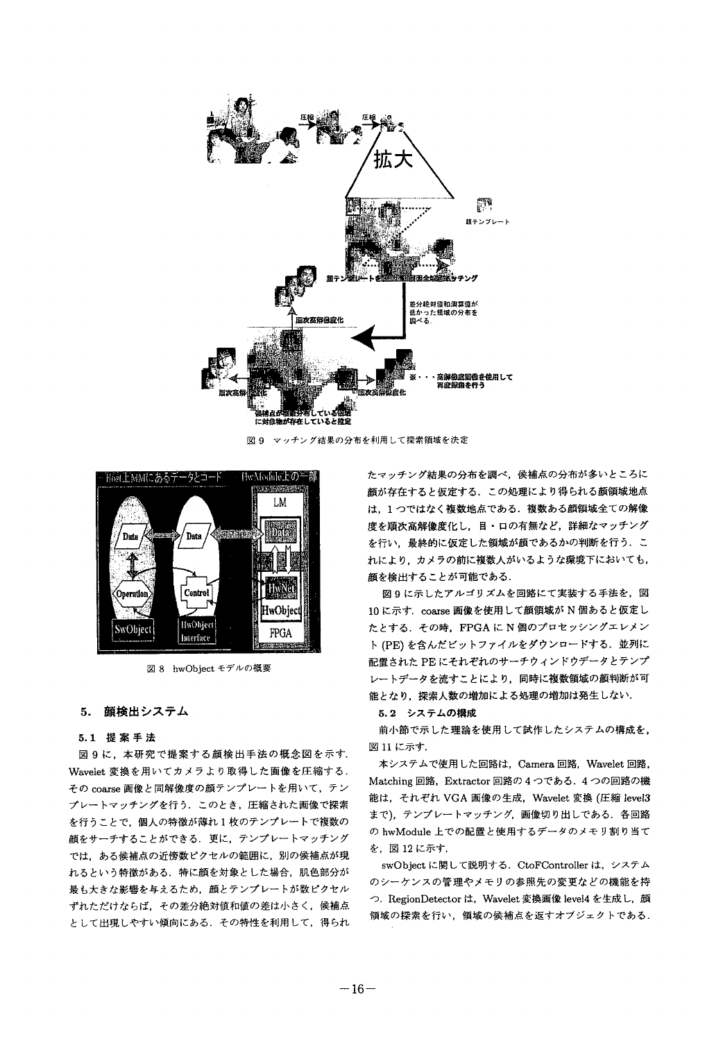図 9 マッチング結果の分布を利用して探索領域を決定

図 8 hwObject モデルの概要

## 5. 顔検出システム

### 5.1 提案手法

図 9 に，本研究で提案する顔検出手法の概念図を示す．Wavelet 変換を用いてカメラより取得した画像を圧縮する．その coarse 画像と同解像度の顔テンプレートを用いて，テンプレートマッチングを行う．このとき，圧縮された画像で探索を行うことで，個人の特徴が薄れ 1 枚のテンプレートで複数の顔をサーチすることができる．更に，テンプレートマッチングでは，ある候補点の近傍数ピクセルの範囲に，別の候補点が現れるという特徴がある．特に顔を対象とした場合，肌色部分が最も大きな影響を与えるため，顔とテンプレートが数ピクセルずれただけならば，その差分絶対値和値の差は小さく，候補点として出現しやすい傾向にある．その特性を利用して，得られたマッチング結果の分布を調べ，候補点の分布が多いところに顔が存在すると仮定する．この処理により得られる顔領域地点は，1 つではなく複数地点である．複数ある顔領域全ての解像度を順次高解像度化し，目・口の有無など，詳細なマッチングを行い，最終的に仮定した領域が顔であるかの判断を行う．これにより，カメラの前に複数人がいるような環境下においても，顔を検出することが可能である．

図 9 に示したアルゴリズムを回路にて実装する手法を，図 10 に示す．coarse 画像を使用して顔領域が N 個あると仮定したとする．その時，FPGA に N 個のプロセッシングエレメント (PE) を含んだビットファイルをダウンロードする．並列に配置された PE にそれぞれのサーチウィンドウデータとテンプレートデータを流すことにより，同時に複数領域の顔判断が可能となり，探索人数の増加による処理の増加は発生しない．

### 5.2 システムの構成

前小節で示した理論を使用して試作したシステムの構成を，図 11 に示す．

本システムで使用した回路は，Camera 回路，Wavelet 回路，Matching 回路，Extractor 回路の 4 つである．4 つの回路の機能は，それぞれ VGA 画像の生成，Wavelet 変換 (圧縮 level3 まで)，テンプレートマッチング，画像切り出しである．各回路の hwModule 上での配置と使用するデータのメモリ割り当てを，図 12 に示す．

swObject に関して説明する．CtoFController は，システムのシーケンスの管理やメモリの参照先の変更などの機能を持つ．RegionDetector は，Wavelet 変換画像 level4 を生成し，顔領域の探索を行い，領域の候補点を返すオブジェクトである．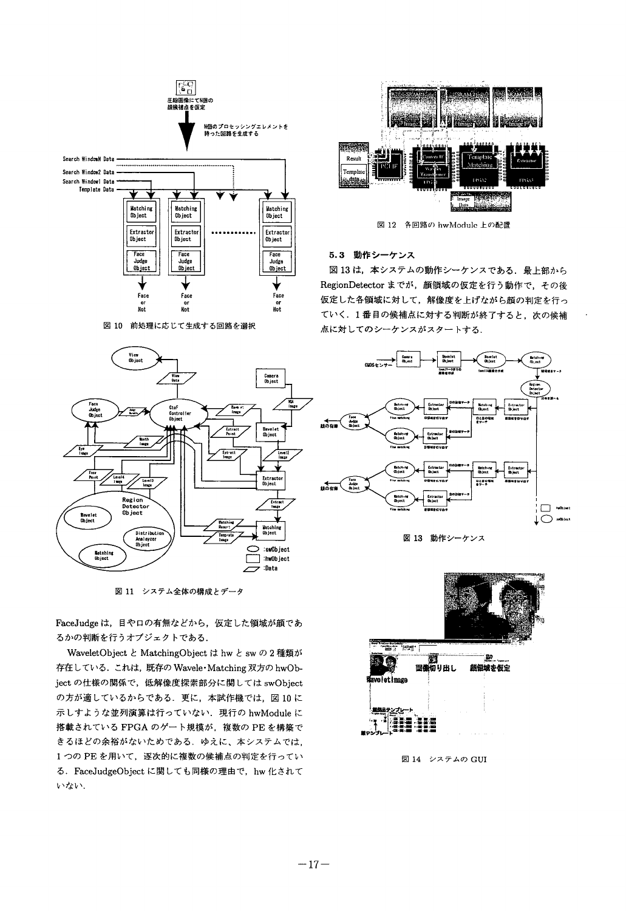図 10　前処理に応じて生成する回路を選択

図 11　システム全体の構成とデータ

FaceJudge は，目や口の有無などから，仮定した領域が顔であるかの判断を行うオブジェクトである．

WaveletObject と MatchingObject は hw と sw の 2 種類が存在している．これは，既存の Wavele・Matching 双方の hwObject の仕様の関係で，低解像度探索部分に関しては swObject の方が適しているからである．更に，本試作機では，図 10 に示すような並列演算は行っていない．現行の hwModule に搭載されている FPGA のゲート規模が，複数の PE を構築できるほどの余裕がないためである．ゆえに，本システムでは，1 つの PE を用いて，逐次的に複数の候補点の判定を行っている．FaceJudgeObject に関しても同様の理由で，hw 化されていない．

図 12　各回路の hwModule 上の配置

### 5.3 動作シーケンス

図 13 は，本システムの動作シーケンスである．最上部から RegionDetector までが，顔領域の仮定を行う動作で，その後仮定した各領域に対して，解像度を上げながら顔の判定を行っていく．1 番目の候補点に対する判断が終了すると，次の候補点に対してのシーケンスがスタートする．

図 13　動作シーケンス

図 14　システムの GUI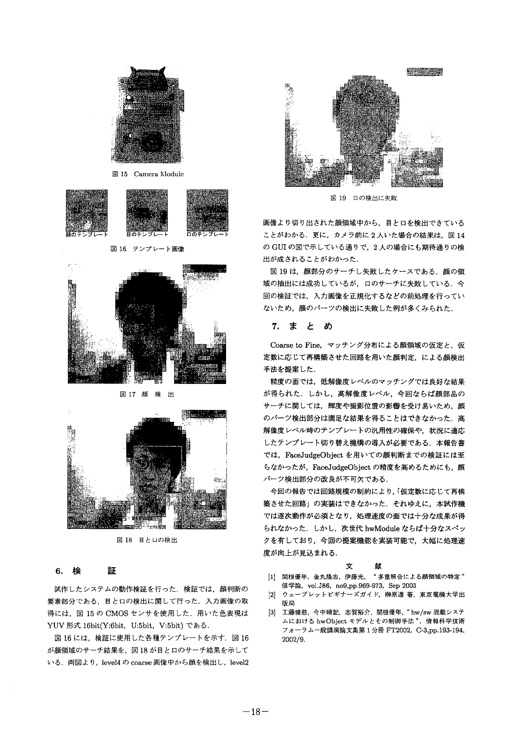図 15 Camera Module

顔のテンプレート　目のテンプレート　口のテンプレート

図 16 テンプレート画像

図 17 顔 検 出

図 18 目と口の検出

## 6. 検 証

試作したシステムの動作検証を行った．検証では，顔判断の要素部分である，目と口の検出に関して行った．入力画像の取得には，図 15 の CMOS センサを使用した．用いた色表現は YUV 形式 16bit(Y:6bit, U:5bit, V:5bit) である．

図 16 には，検証に使用した各種テンプレートを示す．図 16 が顔領域のサーチ結果を，図 18 が目と口のサーチ結果を示している．両図より，level4 の coarse 画像中から顔を検出し，level2 画像より切り出された顔領域中から，目と口を検出できていることがわかる．更に，カメラ前に 2 人いた場合の結果は，図 14 の GUI の図で示している通りで，2 人の場合にも期待通りの検出が成されることがわかった．

図 19 口の検出に失敗

図 19 は，顔部分のサーチし失敗したケースである．顔の領域の抽出には成功しているが，口のサーチに失敗している．今回の検証では，入力画像を正規化するなどの前処理を行っていないため，顔のパーツの検出に失敗した例が多くみられた．

## 7. ま と め

Coarse to Fine，マッチング分布による顔領域の仮定と，仮定数に応じて再構築させた回路を用いた顔判定，による顔検出手法を提案した．

精度の面では，低解像度レベルのマッチングでは良好な結果が得られた．しかし，高解像度レベル，今回ならば顔部品のサーチに関しては，輝度や撮影位置の影響を受け易いため，顔のパーツ検出部分は満足な結果を得ることはできなかった．高解像度レベル時のテンプレートの汎用性の確保や，状況に適応したテンプレート切り替え機構の導入が必要である．本報告書では，FaceJudgeObject を用いての顔判断までの検証には至らなかったが，FaceJudgeObject の精度を高めるためにも，顔パーツ検出部分の改良が不可欠である．

今回の報告では回路規模の制約により，「仮定数に応じて再構築させた回路」の実装はできなかった．それゆえに，本試作機では逐次動作が必須となり，処理速度の面では十分な成果が得られなかった．しかし，次世代 hwModule ならば十分なスペックを有しており，今回の提案機能を実装可能で，大幅に処理速度が向上が見込まれる．

### 文 献

[1] 関根優年，金丸隆志，伊藤光，"多重照合による顔領域の特定" 信学論，vol.J86, no9,pp.969-973, Sep 2003

[2] ウェーブレットビギナーズガイド，榊原進 著，東京電機大学出版局

[3] 工藤健慈，今中晴記，志賀裕介，関根優年，"hw/sw 混載システムにおける hwObject モデルとその制御手法"，情報科学技術フォーラム一般講演論文集第 1 分冊 FT2002, C-3,pp.193-194, 2002/9.